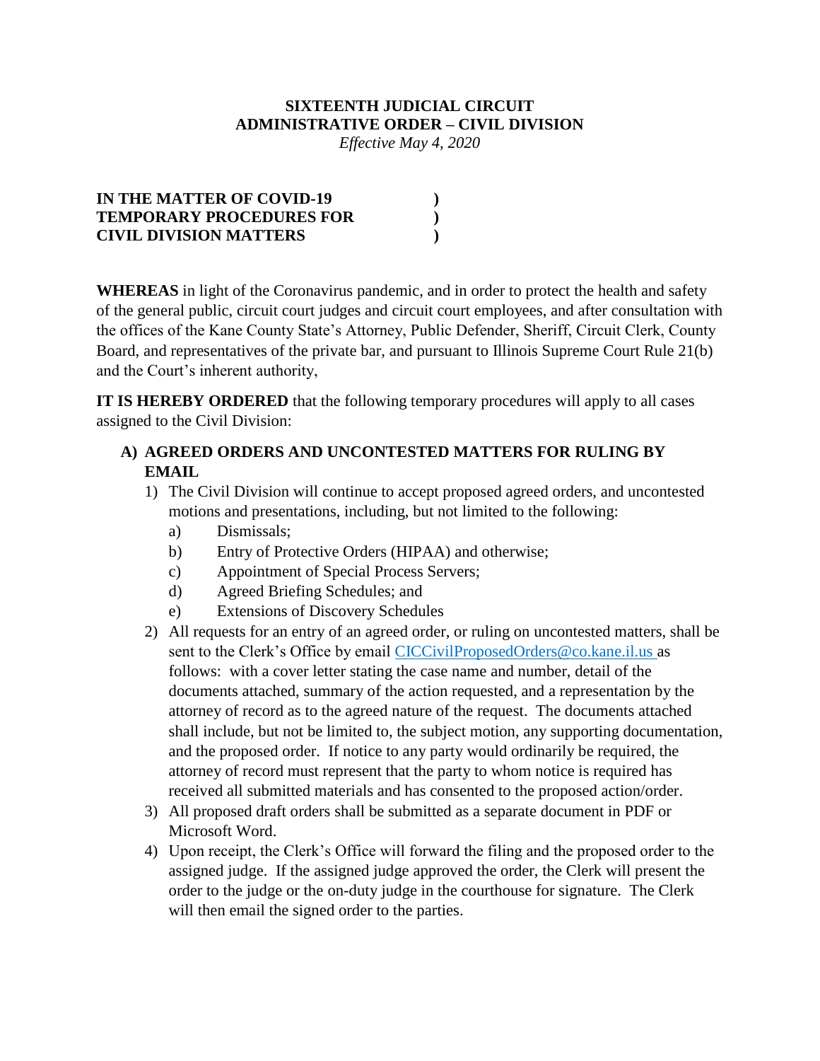**SIXTEENTH JUDICIAL CIRCUIT**
**ADMINISTRATIVE ORDER – CIVIL DIVISION**
*Effective May 4, 2020*

**IN THE MATTER OF COVID-19 )**
**TEMPORARY PROCEDURES FOR )**
**CIVIL DIVISION MATTERS )**

**WHEREAS** in light of the Coronavirus pandemic, and in order to protect the health and safety of the general public, circuit court judges and circuit court employees, and after consultation with the offices of the Kane County State's Attorney, Public Defender, Sheriff, Circuit Clerk, County Board, and representatives of the private bar, and pursuant to Illinois Supreme Court Rule 21(b) and the Court's inherent authority,

**IT IS HEREBY ORDERED** that the following temporary procedures will apply to all cases assigned to the Civil Division:

**A) AGREED ORDERS AND UNCONTESTED MATTERS FOR RULING BY EMAIL**

1) The Civil Division will continue to accept proposed agreed orders, and uncontested motions and presentations, including, but not limited to the following:
   a) Dismissals;
   b) Entry of Protective Orders (HIPAA) and otherwise;
   c) Appointment of Special Process Servers;
   d) Agreed Briefing Schedules; and
   e) Extensions of Discovery Schedules
2) All requests for an entry of an agreed order, or ruling on uncontested matters, shall be sent to the Clerk's Office by email CICCivilProposedOrders@co.kane.il.us as follows: with a cover letter stating the case name and number, detail of the documents attached, summary of the action requested, and a representation by the attorney of record as to the agreed nature of the request. The documents attached shall include, but not be limited to, the subject motion, any supporting documentation, and the proposed order. If notice to any party would ordinarily be required, the attorney of record must represent that the party to whom notice is required has received all submitted materials and has consented to the proposed action/order.
3) All proposed draft orders shall be submitted as a separate document in PDF or Microsoft Word.
4) Upon receipt, the Clerk's Office will forward the filing and the proposed order to the assigned judge. If the assigned judge approved the order, the Clerk will present the order to the judge or the on-duty judge in the courthouse for signature. The Clerk will then email the signed order to the parties.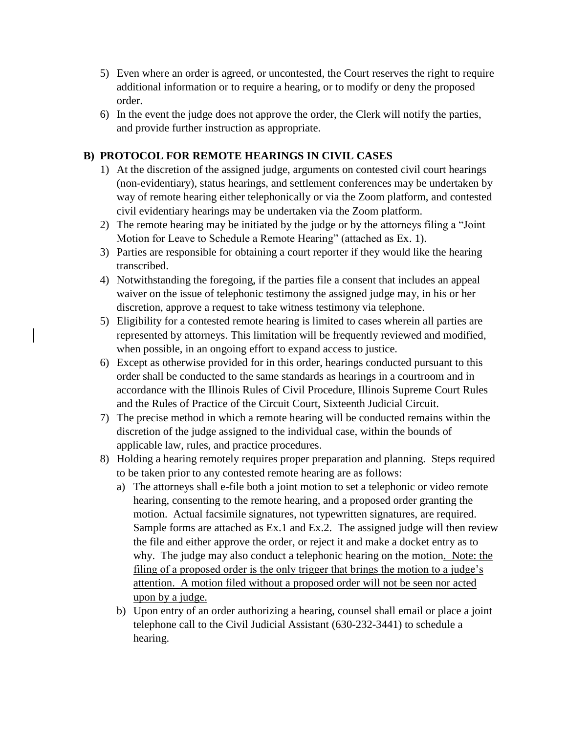5) Even where an order is agreed, or uncontested, the Court reserves the right to require additional information or to require a hearing, or to modify or deny the proposed order.
6) In the event the judge does not approve the order, the Clerk will notify the parties, and provide further instruction as appropriate.

## B) PROTOCOL FOR REMOTE HEARINGS IN CIVIL CASES

1) At the discretion of the assigned judge, arguments on contested civil court hearings (non-evidentiary), status hearings, and settlement conferences may be undertaken by way of remote hearing either telephonically or via the Zoom platform, and contested civil evidentiary hearings may be undertaken via the Zoom platform.
2) The remote hearing may be initiated by the judge or by the attorneys filing a "Joint Motion for Leave to Schedule a Remote Hearing" (attached as Ex. 1).
3) Parties are responsible for obtaining a court reporter if they would like the hearing transcribed.
4) Notwithstanding the foregoing, if the parties file a consent that includes an appeal waiver on the issue of telephonic testimony the assigned judge may, in his or her discretion, approve a request to take witness testimony via telephone.
5) Eligibility for a contested remote hearing is limited to cases wherein all parties are represented by attorneys. This limitation will be frequently reviewed and modified, when possible, in an ongoing effort to expand access to justice.
6) Except as otherwise provided for in this order, hearings conducted pursuant to this order shall be conducted to the same standards as hearings in a courtroom and in accordance with the Illinois Rules of Civil Procedure, Illinois Supreme Court Rules and the Rules of Practice of the Circuit Court, Sixteenth Judicial Circuit.
7) The precise method in which a remote hearing will be conducted remains within the discretion of the judge assigned to the individual case, within the bounds of applicable law, rules, and practice procedures.
8) Holding a hearing remotely requires proper preparation and planning. Steps required to be taken prior to any contested remote hearing are as follows:
   a) The attorneys shall e-file both a joint motion to set a telephonic or video remote hearing, consenting to the remote hearing, and a proposed order granting the motion. Actual facsimile signatures, not typewritten signatures, are required. Sample forms are attached as Ex.1 and Ex.2. The assigned judge will then review the file and either approve the order, or reject it and make a docket entry as to why. The judge may also conduct a telephonic hearing on the motion. <u>Note: the filing of a proposed order is the only trigger that brings the motion to a judge's attention. A motion filed without a proposed order will not be seen nor acted upon by a judge.</u>
   b) Upon entry of an order authorizing a hearing, counsel shall email or place a joint telephone call to the Civil Judicial Assistant (630-232-3441) to schedule a hearing.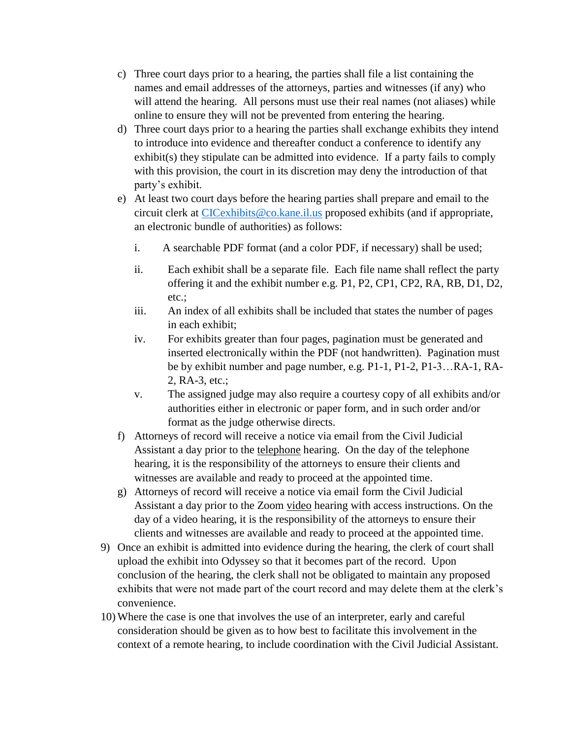c) Three court days prior to a hearing, the parties shall file a list containing the names and email addresses of the attorneys, parties and witnesses (if any) who will attend the hearing. All persons must use their real names (not aliases) while online to ensure they will not be prevented from entering the hearing.

d) Three court days prior to a hearing the parties shall exchange exhibits they intend to introduce into evidence and thereafter conduct a conference to identify any exhibit(s) they stipulate can be admitted into evidence. If a party fails to comply with this provision, the court in its discretion may deny the introduction of that party's exhibit.

e) At least two court days before the hearing parties shall prepare and email to the circuit clerk at CICexhibits@co.kane.il.us proposed exhibits (and if appropriate, an electronic bundle of authorities) as follows:

   i. A searchable PDF format (and a color PDF, if necessary) shall be used;

   ii. Each exhibit shall be a separate file. Each file name shall reflect the party offering it and the exhibit number e.g. P1, P2, CP1, CP2, RA, RB, D1, D2, etc.;

   iii. An index of all exhibits shall be included that states the number of pages in each exhibit;

   iv. For exhibits greater than four pages, pagination must be generated and inserted electronically within the PDF (not handwritten). Pagination must be by exhibit number and page number, e.g. P1-1, P1-2, P1-3…RA-1, RA-2, RA-3, etc.;

   v. The assigned judge may also require a courtesy copy of all exhibits and/or authorities either in electronic or paper form, and in such order and/or format as the judge otherwise directs.

f) Attorneys of record will receive a notice via email from the Civil Judicial Assistant a day prior to the <u>telephone</u> hearing. On the day of the telephone hearing, it is the responsibility of the attorneys to ensure their clients and witnesses are available and ready to proceed at the appointed time.

g) Attorneys of record will receive a notice via email form the Civil Judicial Assistant a day prior to the Zoom <u>video</u> hearing with access instructions. On the day of a video hearing, it is the responsibility of the attorneys to ensure their clients and witnesses are available and ready to proceed at the appointed time.

9) Once an exhibit is admitted into evidence during the hearing, the clerk of court shall upload the exhibit into Odyssey so that it becomes part of the record. Upon conclusion of the hearing, the clerk shall not be obligated to maintain any proposed exhibits that were not made part of the court record and may delete them at the clerk's convenience.

10) Where the case is one that involves the use of an interpreter, early and careful consideration should be given as to how best to facilitate this involvement in the context of a remote hearing, to include coordination with the Civil Judicial Assistant.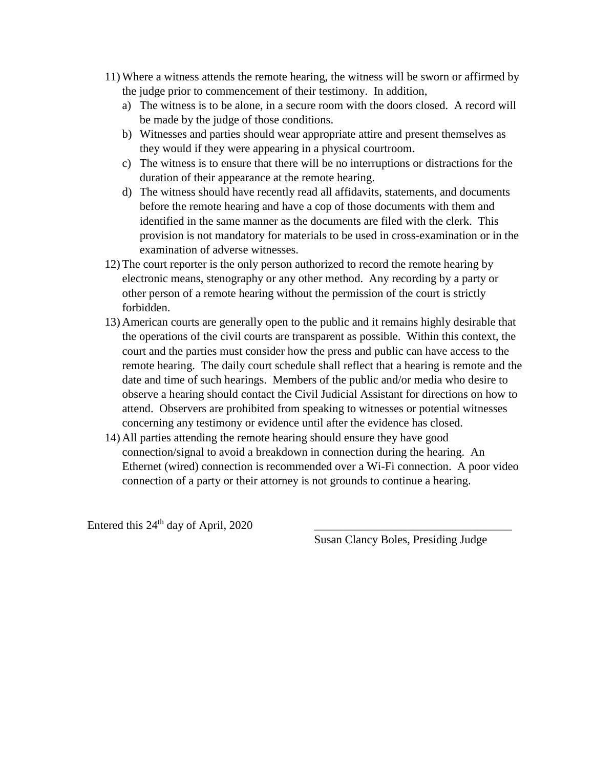11) Where a witness attends the remote hearing, the witness will be sworn or affirmed by the judge prior to commencement of their testimony. In addition,
    a) The witness is to be alone, in a secure room with the doors closed. A record will be made by the judge of those conditions.
    b) Witnesses and parties should wear appropriate attire and present themselves as they would if they were appearing in a physical courtroom.
    c) The witness is to ensure that there will be no interruptions or distractions for the duration of their appearance at the remote hearing.
    d) The witness should have recently read all affidavits, statements, and documents before the remote hearing and have a cop of those documents with them and identified in the same manner as the documents are filed with the clerk. This provision is not mandatory for materials to be used in cross-examination or in the examination of adverse witnesses.
12) The court reporter is the only person authorized to record the remote hearing by electronic means, stenography or any other method. Any recording by a party or other person of a remote hearing without the permission of the court is strictly forbidden.
13) American courts are generally open to the public and it remains highly desirable that the operations of the civil courts are transparent as possible. Within this context, the court and the parties must consider how the press and public can have access to the remote hearing. The daily court schedule shall reflect that a hearing is remote and the date and time of such hearings. Members of the public and/or media who desire to observe a hearing should contact the Civil Judicial Assistant for directions on how to attend. Observers are prohibited from speaking to witnesses or potential witnesses concerning any testimony or evidence until after the evidence has closed.
14) All parties attending the remote hearing should ensure they have good connection/signal to avoid a breakdown in connection during the hearing. An Ethernet (wired) connection is recommended over a Wi-Fi connection. A poor video connection of a party or their attorney is not grounds to continue a hearing.

Entered this 24th day of April, 2020

\_\_\_\_\_\_\_\_\_\_\_\_\_\_\_\_\_\_\_\_\_\_\_\_\_\_\_\_\_\_\_\_\_\_

Susan Clancy Boles, Presiding Judge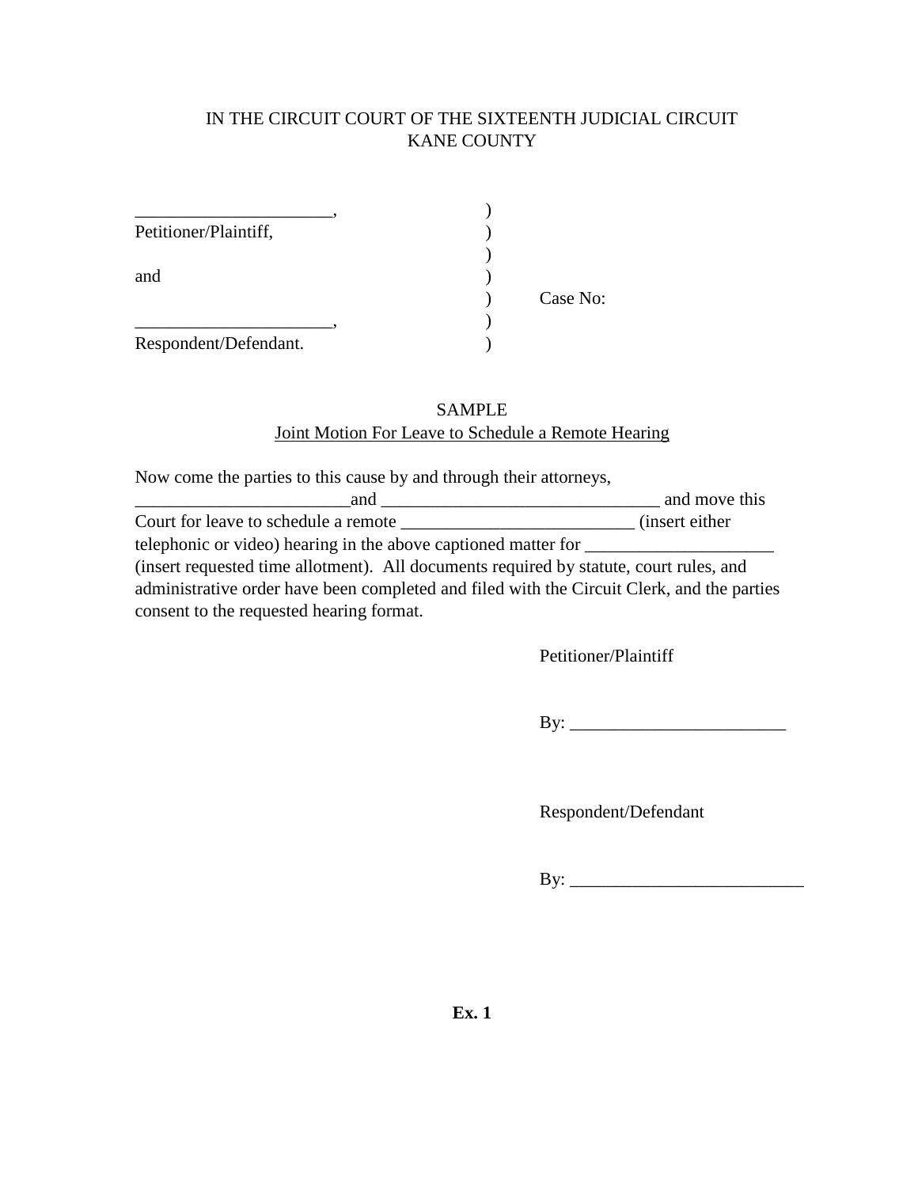IN THE CIRCUIT COURT OF THE SIXTEENTH JUDICIAL CIRCUIT
KANE COUNTY

| | | |
|---|---|---|
| _____________________, | ) | |
| Petitioner/Plaintiff, | ) | |
| | ) | |
| and | ) | |
| | ) | Case No: |
| _____________________, | ) | |
| Respondent/Defendant. | ) | |

SAMPLE

Joint Motion For Leave to Schedule a Remote Hearing

Now come the parties to this cause by and through their attorneys, _______________________and ______________________________ and move this Court for leave to schedule a remote _________________________ (insert either telephonic or video) hearing in the above captioned matter for ____________________ (insert requested time allotment). All documents required by statute, court rules, and administrative order have been completed and filed with the Circuit Clerk, and the parties consent to the requested hearing format.

Petitioner/Plaintiff

By: _______________________

Respondent/Defendant

By: _________________________

**Ex. 1**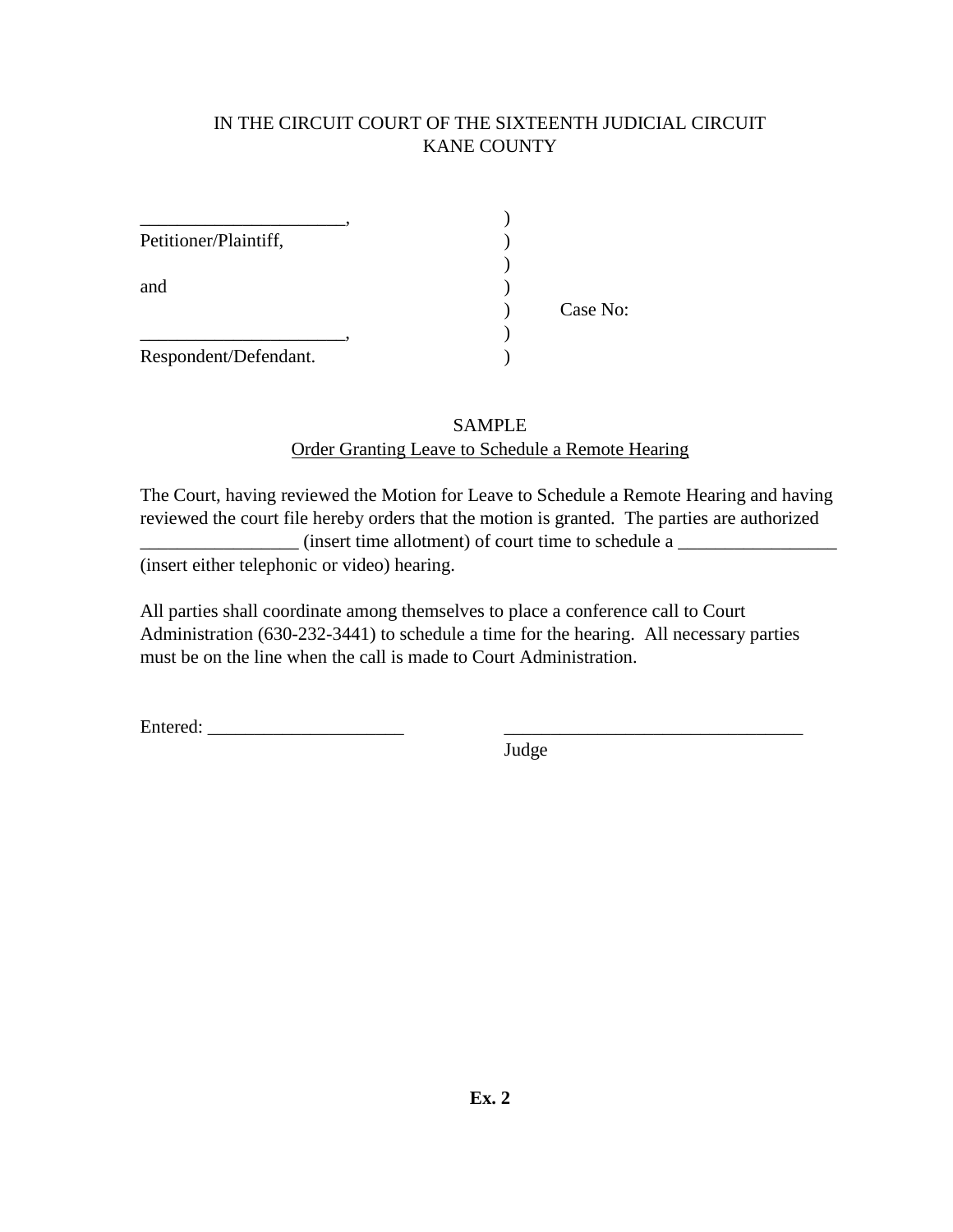IN THE CIRCUIT COURT OF THE SIXTEENTH JUDICIAL CIRCUIT
KANE COUNTY

| | | |
|---|---|---|
| _____________________, | ) | |
| Petitioner/Plaintiff, | ) | |
| | ) | |
| and | ) | |
| | ) | Case No: |
| _____________________, | ) | |
| Respondent/Defendant. | ) | |

SAMPLE

Order Granting Leave to Schedule a Remote Hearing

The Court, having reviewed the Motion for Leave to Schedule a Remote Hearing and having reviewed the court file hereby orders that the motion is granted. The parties are authorized ________________ (insert time allotment) of court time to schedule a ________________ (insert either telephonic or video) hearing.

All parties shall coordinate among themselves to place a conference call to Court Administration (630-232-3441) to schedule a time for the hearing. All necessary parties must be on the line when the call is made to Court Administration.

Entered: ____________________ ________________________________
Judge

**Ex. 2**